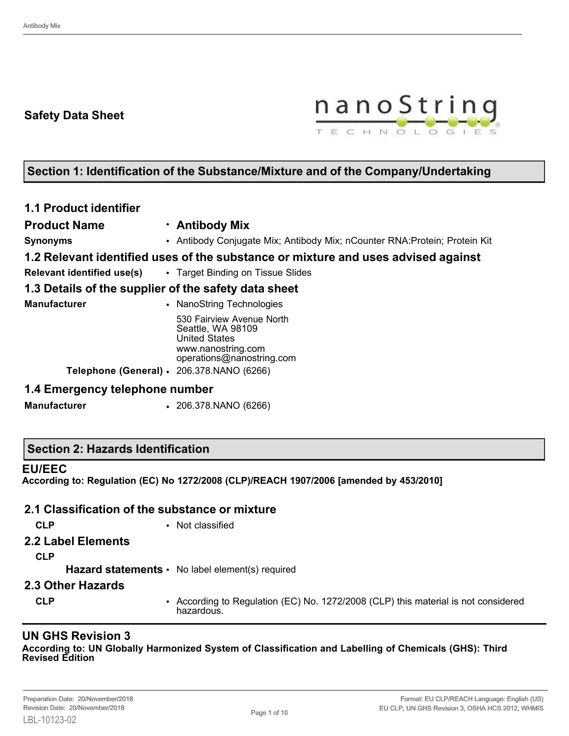**Safety Data Sheet**

## Section 1: Identification of the Substance/Mixture and of the Company/Undertaking

### 1.1 Product identifier

| | |
|---|---|
| **Product Name** | • **Antibody Mix** |
| **Synonyms** | • Antibody Conjugate Mix; Antibody Mix; nCounter RNA:Protein; Protein Kit |

### 1.2 Relevant identified uses of the substance or mixture and uses advised against

| | |
|---|---|
| **Relevant identified use(s)** | • Target Binding on Tissue Slides |

### 1.3 Details of the supplier of the safety data sheet

| | |
|---|---|
| **Manufacturer** | • NanoString Technologies<br>530 Fairview Avenue North<br>Seattle, WA 98109<br>United States<br>www.nanostring.com<br>operations@nanostring.com |
| **Telephone (General)** | • 206.378.NANO (6266) |

### 1.4 Emergency telephone number

| | |
|---|---|
| **Manufacturer** | • 206.378.NANO (6266) |

## Section 2: Hazards Identification

### EU/EEC

**According to: Regulation (EC) No 1272/2008 (CLP)/REACH 1907/2006 [amended by 453/2010]**

### 2.1 Classification of the substance or mixture

| | |
|---|---|
| **CLP** | • Not classified |

### 2.2 Label Elements

**CLP**

| | |
|---|---|
| **Hazard statements** | • No label element(s) required |

### 2.3 Other Hazards

| | |
|---|---|
| **CLP** | • According to Regulation (EC) No. 1272/2008 (CLP) this material is not considered hazardous. |

### UN GHS Revision 3

**According to: UN Globally Harmonized System of Classification and Labelling of Chemicals (GHS): Third Revised Edition**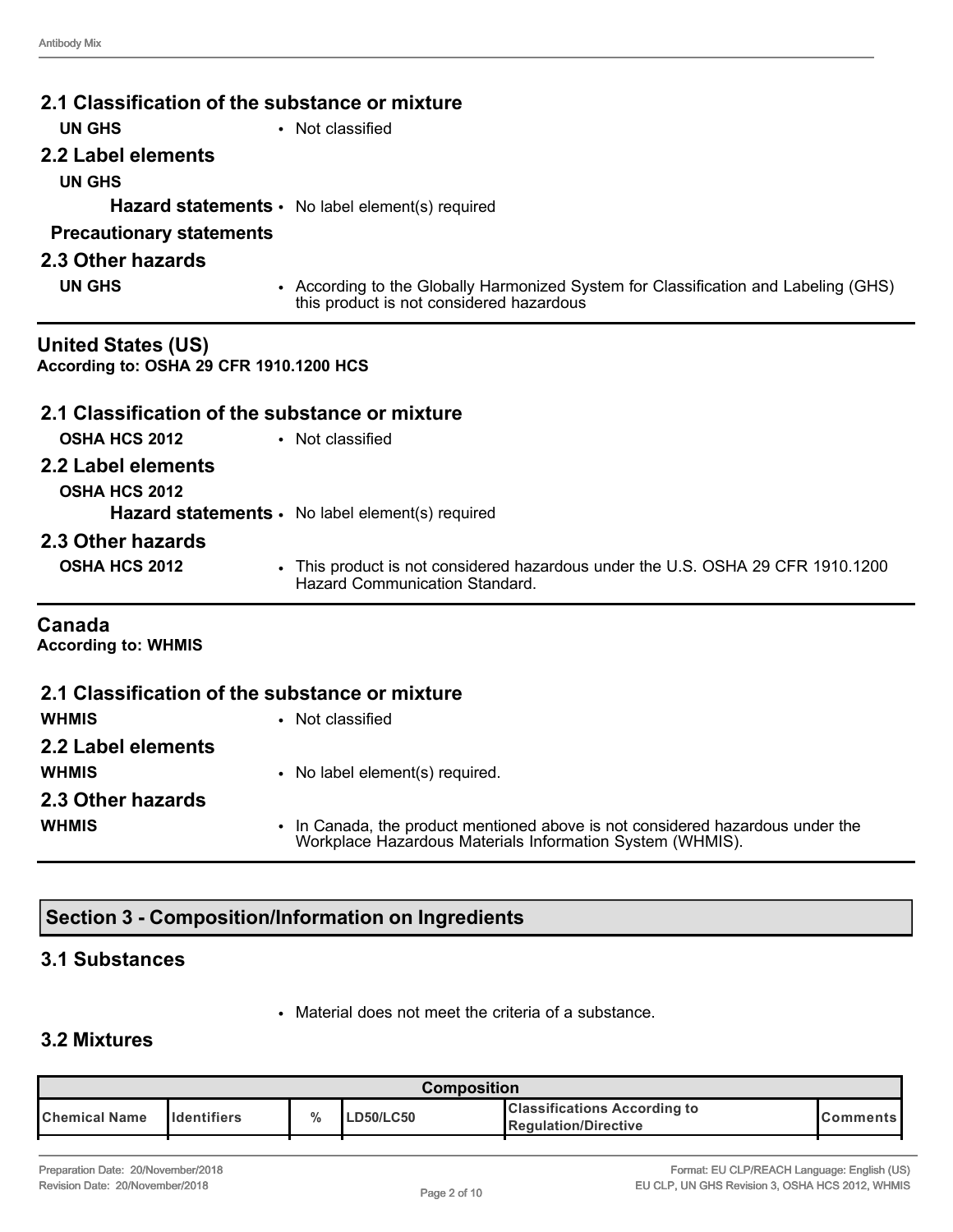### 2.1 Classification of the substance or mixture

**UN GHS**
- Not classified

### 2.2 Label elements

**UN GHS**

**Hazard statements**
- No label element(s) required

**Precautionary statements**

### 2.3 Other hazards

**UN GHS**
- According to the Globally Harmonized System for Classification and Labeling (GHS) this product is not considered hazardous

## United States (US)

**According to: OSHA 29 CFR 1910.1200 HCS**

### 2.1 Classification of the substance or mixture

**OSHA HCS 2012**
- Not classified

### 2.2 Label elements

**OSHA HCS 2012**

**Hazard statements**
- No label element(s) required

### 2.3 Other hazards

**OSHA HCS 2012**
- This product is not considered hazardous under the U.S. OSHA 29 CFR 1910.1200 Hazard Communication Standard.

## Canada

**According to: WHMIS**

### 2.1 Classification of the substance or mixture

**WHMIS**
- Not classified

### 2.2 Label elements

**WHMIS**
- No label element(s) required.

### 2.3 Other hazards

**WHMIS**
- In Canada, the product mentioned above is not considered hazardous under the Workplace Hazardous Materials Information System (WHMIS).

## Section 3 - Composition/Information on Ingredients

### 3.1 Substances

- Material does not meet the criteria of a substance.

### 3.2 Mixtures

| Composition | | | | | |
|---|---|---|---|---|---|
| **Chemical Name** | **Identifiers** | **%** | **LD50/LC50** | **Classifications According to Regulation/Directive** | **Comments** |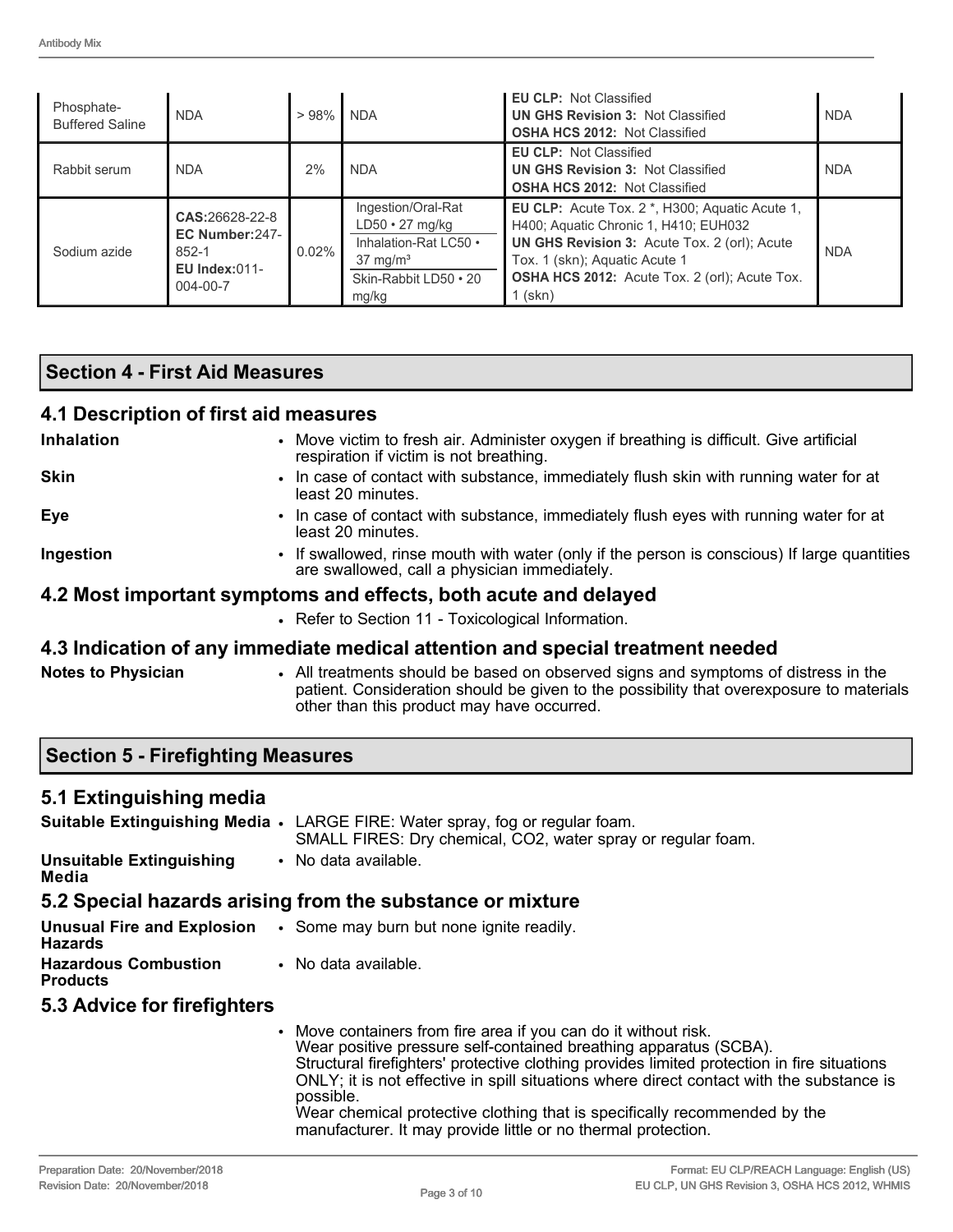| Phosphate-Buffered Saline | NDA | > 98% | NDA | **EU CLP:** Not Classified<br>**UN GHS Revision 3:** Not Classified<br>**OSHA HCS 2012:** Not Classified | NDA |
|---|---|---|---|---|---|
| Rabbit serum | NDA | 2% | NDA | **EU CLP:** Not Classified<br>**UN GHS Revision 3:** Not Classified<br>**OSHA HCS 2012:** Not Classified | NDA |
| Sodium azide | **CAS:**26628-22-8<br>**EC Number:**247-852-1<br>**EU Index:**011-004-00-7 | 0.02% | Ingestion/Oral-Rat LD50 • 27 mg/kg<br>Inhalation-Rat LC50 • 37 mg/m³<br>Skin-Rabbit LD50 • 20 mg/kg | **EU CLP:** Acute Tox. 2 *, H300; Aquatic Acute 1, H400; Aquatic Chronic 1, H410; EUH032<br>**UN GHS Revision 3:** Acute Tox. 2 (orl); Acute Tox. 1 (skn); Aquatic Acute 1<br>**OSHA HCS 2012:** Acute Tox. 2 (orl); Acute Tox. 1 (skn) | NDA |

## Section 4 - First Aid Measures

### 4.1 Description of first aid measures

**Inhalation**
- Move victim to fresh air. Administer oxygen if breathing is difficult. Give artificial respiration if victim is not breathing.

**Skin**
- In case of contact with substance, immediately flush skin with running water for at least 20 minutes.

**Eye**
- In case of contact with substance, immediately flush eyes with running water for at least 20 minutes.

**Ingestion**
- If swallowed, rinse mouth with water (only if the person is conscious) If large quantities are swallowed, call a physician immediately.

### 4.2 Most important symptoms and effects, both acute and delayed

- Refer to Section 11 - Toxicological Information.

### 4.3 Indication of any immediate medical attention and special treatment needed

**Notes to Physician**
- All treatments should be based on observed signs and symptoms of distress in the patient. Consideration should be given to the possibility that overexposure to materials other than this product may have occurred.

## Section 5 - Firefighting Measures

### 5.1 Extinguishing media

**Suitable Extinguishing Media**
- LARGE FIRE: Water spray, fog or regular foam.
  SMALL FIRES: Dry chemical, CO2, water spray or regular foam.

**Unsuitable Extinguishing Media**
- No data available.

### 5.2 Special hazards arising from the substance or mixture

**Unusual Fire and Explosion Hazards**
- Some may burn but none ignite readily.

**Hazardous Combustion Products**
- No data available.

### 5.3 Advice for firefighters

- Move containers from fire area if you can do it without risk.
  Wear positive pressure self-contained breathing apparatus (SCBA).
  Structural firefighters' protective clothing provides limited protection in fire situations ONLY; it is not effective in spill situations where direct contact with the substance is possible.
  Wear chemical protective clothing that is specifically recommended by the manufacturer. It may provide little or no thermal protection.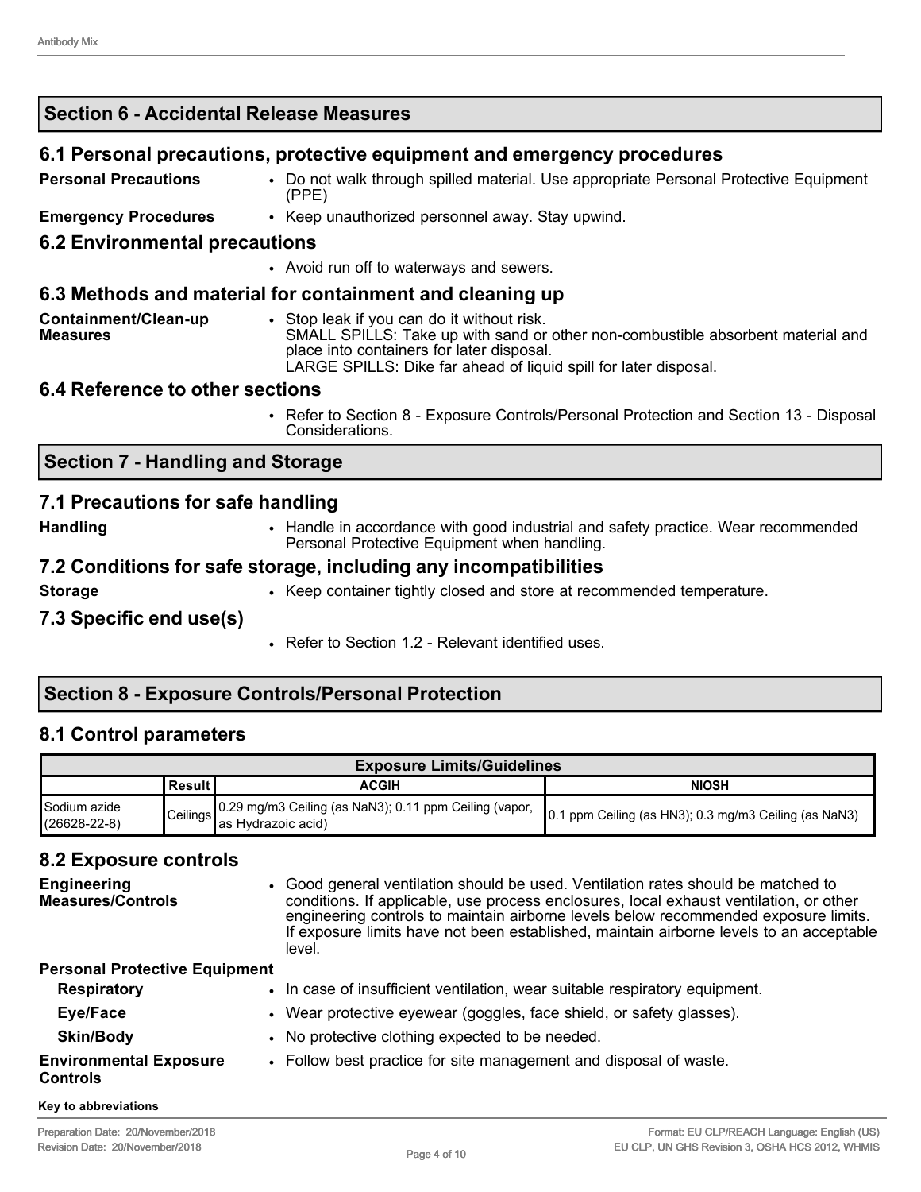## Section 6 - Accidental Release Measures

### 6.1 Personal precautions, protective equipment and emergency procedures

**Personal Precautions**
- Do not walk through spilled material. Use appropriate Personal Protective Equipment (PPE)

**Emergency Procedures**
- Keep unauthorized personnel away. Stay upwind.

### 6.2 Environmental precautions

- Avoid run off to waterways and sewers.

### 6.3 Methods and material for containment and cleaning up

**Containment/Clean-up Measures**
- Stop leak if you can do it without risk.
  SMALL SPILLS: Take up with sand or other non-combustible absorbent material and place into containers for later disposal.
  LARGE SPILLS: Dike far ahead of liquid spill for later disposal.

### 6.4 Reference to other sections

- Refer to Section 8 - Exposure Controls/Personal Protection and Section 13 - Disposal Considerations.

## Section 7 - Handling and Storage

### 7.1 Precautions for safe handling

**Handling**
- Handle in accordance with good industrial and safety practice. Wear recommended Personal Protective Equipment when handling.

### 7.2 Conditions for safe storage, including any incompatibilities

**Storage**
- Keep container tightly closed and store at recommended temperature.

### 7.3 Specific end use(s)

- Refer to Section 1.2 - Relevant identified uses.

## Section 8 - Exposure Controls/Personal Protection

### 8.1 Control parameters

| Exposure Limits/Guidelines | | | |
|---|---|---|---|
| | Result | ACGIH | NIOSH |
| Sodium azide (26628-22-8) | Ceilings | 0.29 mg/m3 Ceiling (as $NaN_3$); 0.11 ppm Ceiling (vapor, as Hydrazoic acid) | 0.1 ppm Ceiling (as $HN_3$); 0.3 mg/m3 Ceiling (as $NaN_3$) |

### 8.2 Exposure controls

**Engineering Measures/Controls**
- Good general ventilation should be used. Ventilation rates should be matched to conditions. If applicable, use process enclosures, local exhaust ventilation, or other engineering controls to maintain airborne levels below recommended exposure limits. If exposure limits have not been established, maintain airborne levels to an acceptable level.

**Personal Protective Equipment**

**Respiratory**
- In case of insufficient ventilation, wear suitable respiratory equipment.

**Eye/Face**
- Wear protective eyewear (goggles, face shield, or safety glasses).

**Skin/Body**
- No protective clothing expected to be needed.

**Environmental Exposure Controls**
- Follow best practice for site management and disposal of waste.

**Key to abbreviations**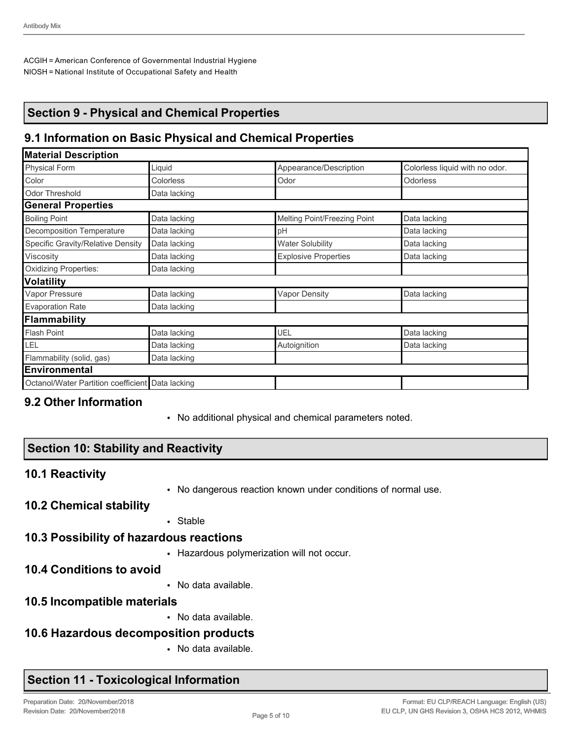ACGIH = American Conference of Governmental Industrial Hygiene
NIOSH = National Institute of Occupational Safety and Health

## Section 9 - Physical and Chemical Properties

### 9.1 Information on Basic Physical and Chemical Properties

| **Material Description** | | | |
|---|---|---|---|
| Physical Form | Liquid | Appearance/Description | Colorless liquid with no odor. |
| Color | Colorless | Odor | Odorless |
| Odor Threshold | Data lacking | | |
| **General Properties** | | | |
| Boiling Point | Data lacking | Melting Point/Freezing Point | Data lacking |
| Decomposition Temperature | Data lacking | pH | Data lacking |
| Specific Gravity/Relative Density | Data lacking | Water Solubility | Data lacking |
| Viscosity | Data lacking | Explosive Properties | Data lacking |
| Oxidizing Properties: | Data lacking | | |
| **Volatility** | | | |
| Vapor Pressure | Data lacking | Vapor Density | Data lacking |
| Evaporation Rate | Data lacking | | |
| **Flammability** | | | |
| Flash Point | Data lacking | UEL | Data lacking |
| LEL | Data lacking | Autoignition | Data lacking |
| Flammability (solid, gas) | Data lacking | | |
| **Environmental** | | | |
| Octanol/Water Partition coefficient | Data lacking | | |

### 9.2 Other Information

- No additional physical and chemical parameters noted.

## Section 10: Stability and Reactivity

### 10.1 Reactivity

- No dangerous reaction known under conditions of normal use.

### 10.2 Chemical stability

- Stable

### 10.3 Possibility of hazardous reactions

- Hazardous polymerization will not occur.

### 10.4 Conditions to avoid

- No data available.

### 10.5 Incompatible materials

- No data available.

### 10.6 Hazardous decomposition products

- No data available.

## Section 11 - Toxicological Information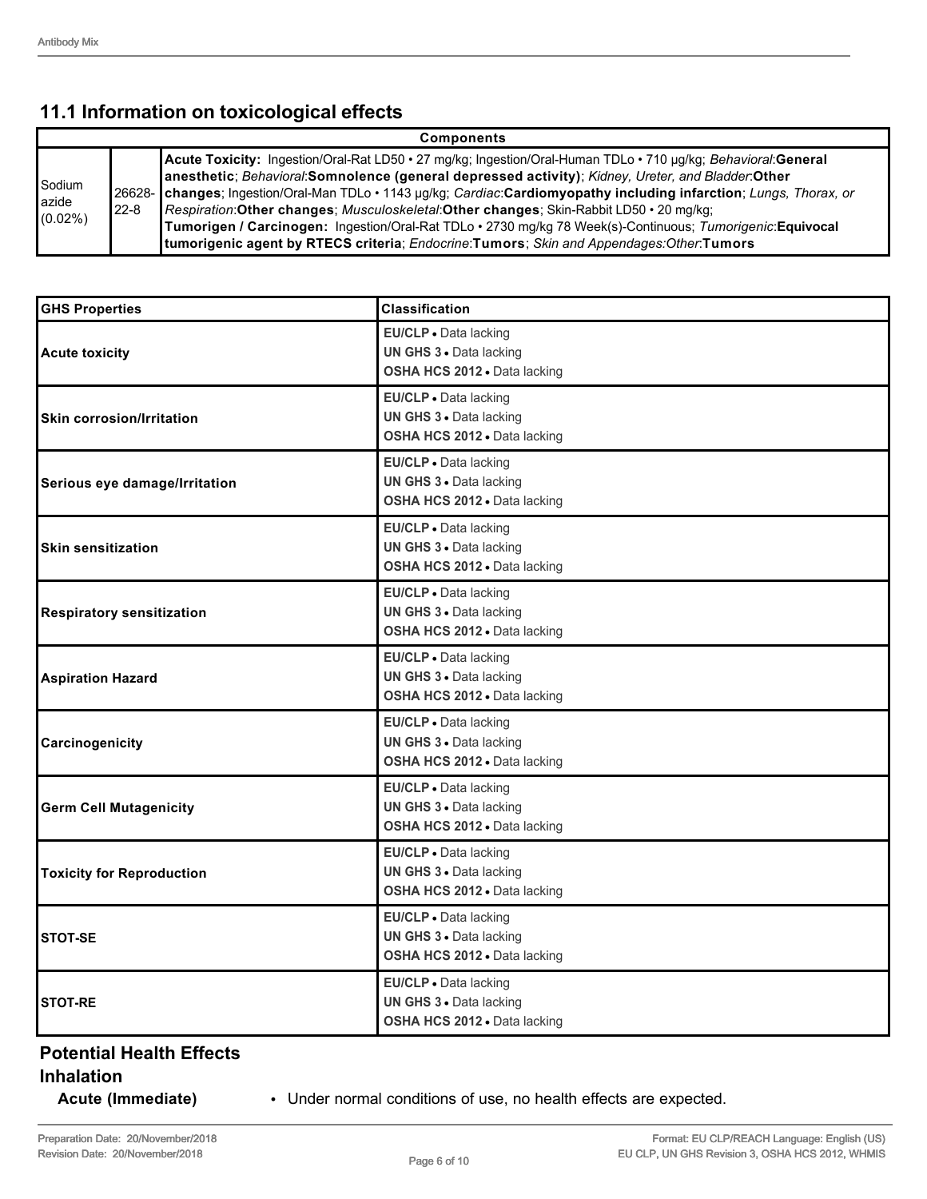## 11.1 Information on toxicological effects

| Components | | |
|---|---|---|
| Sodium azide (0.02%) | 26628-22-8 | **Acute Toxicity:** Ingestion/Oral-Rat LD50 • 27 mg/kg; Ingestion/Oral-Human TDLo • 710 µg/kg; *Behavioral*:**General anesthetic**; *Behavioral*:**Somnolence (general depressed activity)**; *Kidney, Ureter, and Bladder*:**Other changes**; Ingestion/Oral-Man TDLo • 1143 µg/kg; *Cardiac*:**Cardiomyopathy including infarction**; *Lungs, Thorax, or Respiration*:**Other changes**; *Musculoskeletal*:**Other changes**; Skin-Rabbit LD50 • 20 mg/kg; **Tumorigen / Carcinogen:** Ingestion/Oral-Rat TDLo • 2730 mg/kg 78 Week(s)-Continuous; *Tumorigenic*:**Equivocal tumorigenic agent by RTECS criteria**; *Endocrine*:**Tumors**; *Skin and Appendages:Other*:**Tumors** |

| GHS Properties | Classification |
|---|---|
| **Acute toxicity** | **EU/CLP** • Data lacking<br>**UN GHS 3** • Data lacking<br>**OSHA HCS 2012** • Data lacking |
| **Skin corrosion/Irritation** | **EU/CLP** • Data lacking<br>**UN GHS 3** • Data lacking<br>**OSHA HCS 2012** • Data lacking |
| **Serious eye damage/Irritation** | **EU/CLP** • Data lacking<br>**UN GHS 3** • Data lacking<br>**OSHA HCS 2012** • Data lacking |
| **Skin sensitization** | **EU/CLP** • Data lacking<br>**UN GHS 3** • Data lacking<br>**OSHA HCS 2012** • Data lacking |
| **Respiratory sensitization** | **EU/CLP** • Data lacking<br>**UN GHS 3** • Data lacking<br>**OSHA HCS 2012** • Data lacking |
| **Aspiration Hazard** | **EU/CLP** • Data lacking<br>**UN GHS 3** • Data lacking<br>**OSHA HCS 2012** • Data lacking |
| **Carcinogenicity** | **EU/CLP** • Data lacking<br>**UN GHS 3** • Data lacking<br>**OSHA HCS 2012** • Data lacking |
| **Germ Cell Mutagenicity** | **EU/CLP** • Data lacking<br>**UN GHS 3** • Data lacking<br>**OSHA HCS 2012** • Data lacking |
| **Toxicity for Reproduction** | **EU/CLP** • Data lacking<br>**UN GHS 3** • Data lacking<br>**OSHA HCS 2012** • Data lacking |
| **STOT-SE** | **EU/CLP** • Data lacking<br>**UN GHS 3** • Data lacking<br>**OSHA HCS 2012** • Data lacking |
| **STOT-RE** | **EU/CLP** • Data lacking<br>**UN GHS 3** • Data lacking<br>**OSHA HCS 2012** • Data lacking |

### Potential Health Effects

#### Inhalation

**Acute (Immediate)**
- Under normal conditions of use, no health effects are expected.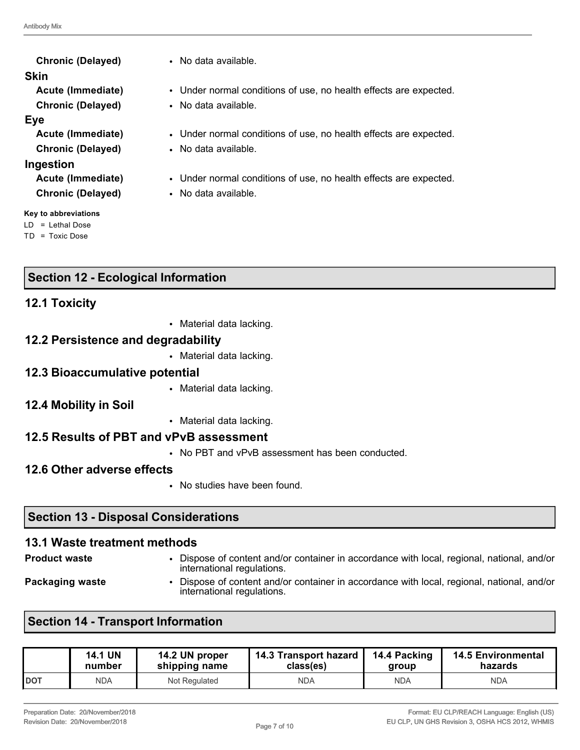**Chronic (Delayed)**
- No data available.

**Skin**

**Acute (Immediate)**
- Under normal conditions of use, no health effects are expected.

**Chronic (Delayed)**
- No data available.

**Eye**

**Acute (Immediate)**
- Under normal conditions of use, no health effects are expected.

**Chronic (Delayed)**
- No data available.

**Ingestion**

**Acute (Immediate)**
- Under normal conditions of use, no health effects are expected.

**Chronic (Delayed)**
- No data available.

**Key to abbreviations**

LD = Lethal Dose
TD = Toxic Dose

## Section 12 - Ecological Information

### 12.1 Toxicity

- Material data lacking.

### 12.2 Persistence and degradability

- Material data lacking.

### 12.3 Bioaccumulative potential

- Material data lacking.

### 12.4 Mobility in Soil

- Material data lacking.

### 12.5 Results of PBT and vPvB assessment

- No PBT and vPvB assessment has been conducted.

### 12.6 Other adverse effects

- No studies have been found.

## Section 13 - Disposal Considerations

### 13.1 Waste treatment methods

**Product waste**
- Dispose of content and/or container in accordance with local, regional, national, and/or international regulations.

**Packaging waste**
- Dispose of content and/or container in accordance with local, regional, national, and/or international regulations.

## Section 14 - Transport Information

| | 14.1 UN number | 14.2 UN proper shipping name | 14.3 Transport hazard class(es) | 14.4 Packing group | 14.5 Environmental hazards |
|---|---|---|---|---|---|
| DOT | NDA | Not Regulated | NDA | NDA | NDA |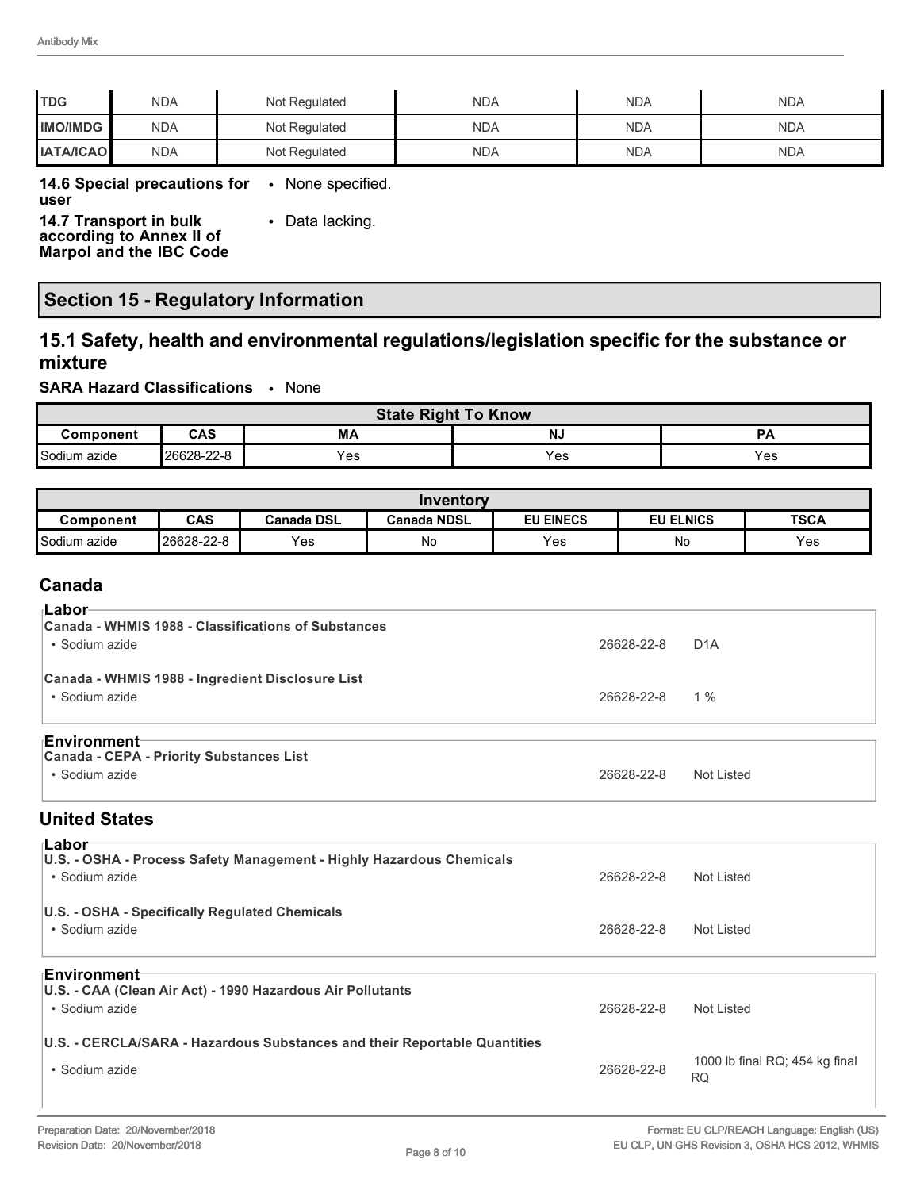| TDG | NDA | Not Regulated | NDA | NDA | NDA |
|---|---|---|---|---|---|
| IMO/IMDG | NDA | Not Regulated | NDA | NDA | NDA |
| IATA/ICAO | NDA | Not Regulated | NDA | NDA | NDA |

**14.6 Special precautions for user**
- None specified.

**14.7 Transport in bulk according to Annex II of Marpol and the IBC Code**
- Data lacking.

## Section 15 - Regulatory Information

### 15.1 Safety, health and environmental regulations/legislation specific for the substance or mixture

**SARA Hazard Classifications**
- None

| State Right To Know | | | | |
|---|---|---|---|---|
| **Component** | **CAS** | **MA** | **NJ** | **PA** |
| Sodium azide | 26628-22-8 | Yes | Yes | Yes |

| Inventory | | | | | | |
|---|---|---|---|---|---|---|
| **Component** | **CAS** | **Canada DSL** | **Canada NDSL** | **EU EINECS** | **EU ELNICS** | **TSCA** |
| Sodium azide | 26628-22-8 | Yes | No | Yes | No | Yes |

### Canada

**Labor**

**Canada - WHMIS 1988 - Classifications of Substances**

| | | |
|---|---|---|
| • Sodium azide | 26628-22-8 | D1A |

**Canada - WHMIS 1988 - Ingredient Disclosure List**

| | | |
|---|---|---|
| • Sodium azide | 26628-22-8 | 1 % |

**Environment**

**Canada - CEPA - Priority Substances List**

| | | |
|---|---|---|
| • Sodium azide | 26628-22-8 | Not Listed |

### United States

**Labor**

**U.S. - OSHA - Process Safety Management - Highly Hazardous Chemicals**

| | | |
|---|---|---|
| • Sodium azide | 26628-22-8 | Not Listed |

**U.S. - OSHA - Specifically Regulated Chemicals**

| | | |
|---|---|---|
| • Sodium azide | 26628-22-8 | Not Listed |

**Environment**

**U.S. - CAA (Clean Air Act) - 1990 Hazardous Air Pollutants**

| | | |
|---|---|---|
| • Sodium azide | 26628-22-8 | Not Listed |

**U.S. - CERCLA/SARA - Hazardous Substances and their Reportable Quantities**

| | | |
|---|---|---|
| • Sodium azide | 26628-22-8 | 1000 lb final RQ; 454 kg final RQ |

Preparation Date: 20/November/2018
Revision Date: 20/November/2018

Format: EU CLP/REACH Language: English (US)
EU CLP, UN GHS Revision 3, OSHA HCS 2012, WHMIS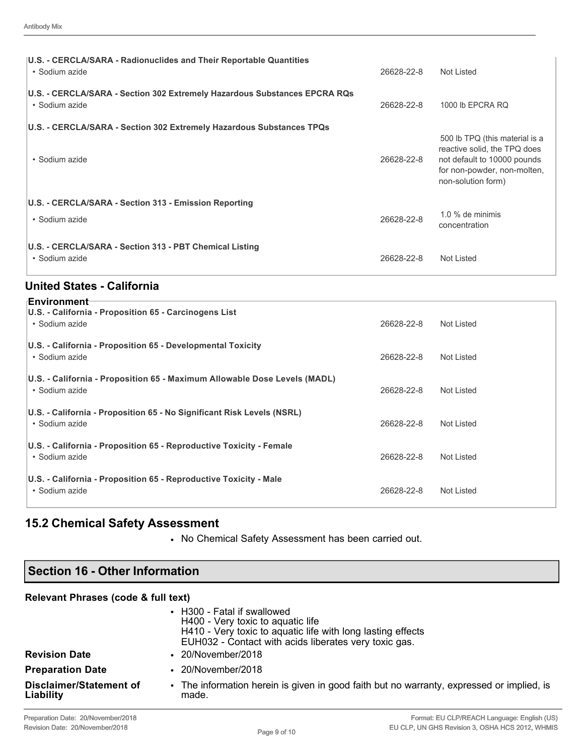| | | |
|---|---|---|
| **U.S. - CERCLA/SARA - Radionuclides and Their Reportable Quantities** | | |
| • Sodium azide | 26628-22-8 | Not Listed |
| **U.S. - CERCLA/SARA - Section 302 Extremely Hazardous Substances EPCRA RQs** | | |
| • Sodium azide | 26628-22-8 | 1000 lb EPCRA RQ |
| **U.S. - CERCLA/SARA - Section 302 Extremely Hazardous Substances TPQs** | | |
| • Sodium azide | 26628-22-8 | 500 lb TPQ (this material is a reactive solid, the TPQ does not default to 10000 pounds for non-powder, non-molten, non-solution form) |
| **U.S. - CERCLA/SARA - Section 313 - Emission Reporting** | | |
| • Sodium azide | 26628-22-8 | 1.0 % de minimis concentration |
| **U.S. - CERCLA/SARA - Section 313 - PBT Chemical Listing** | | |
| • Sodium azide | 26628-22-8 | Not Listed |

## United States - California

**Environment**

| | | |
|---|---|---|
| **U.S. - California - Proposition 65 - Carcinogens List** | | |
| • Sodium azide | 26628-22-8 | Not Listed |
| **U.S. - California - Proposition 65 - Developmental Toxicity** | | |
| • Sodium azide | 26628-22-8 | Not Listed |
| **U.S. - California - Proposition 65 - Maximum Allowable Dose Levels (MADL)** | | |
| • Sodium azide | 26628-22-8 | Not Listed |
| **U.S. - California - Proposition 65 - No Significant Risk Levels (NSRL)** | | |
| • Sodium azide | 26628-22-8 | Not Listed |
| **U.S. - California - Proposition 65 - Reproductive Toxicity - Female** | | |
| • Sodium azide | 26628-22-8 | Not Listed |
| **U.S. - California - Proposition 65 - Reproductive Toxicity - Male** | | |
| • Sodium azide | 26628-22-8 | Not Listed |

## 15.2 Chemical Safety Assessment

- No Chemical Safety Assessment has been carried out.

## Section 16 - Other Information

**Relevant Phrases (code & full text)**

- H300 - Fatal if swallowed
  H400 - Very toxic to aquatic life
  H410 - Very toxic to aquatic life with long lasting effects
  EUH032 - Contact with acids liberates very toxic gas.

**Revision Date**
- 20/November/2018

**Preparation Date**
- 20/November/2018

**Disclaimer/Statement of Liability**
- The information herein is given in good faith but no warranty, expressed or implied, is made.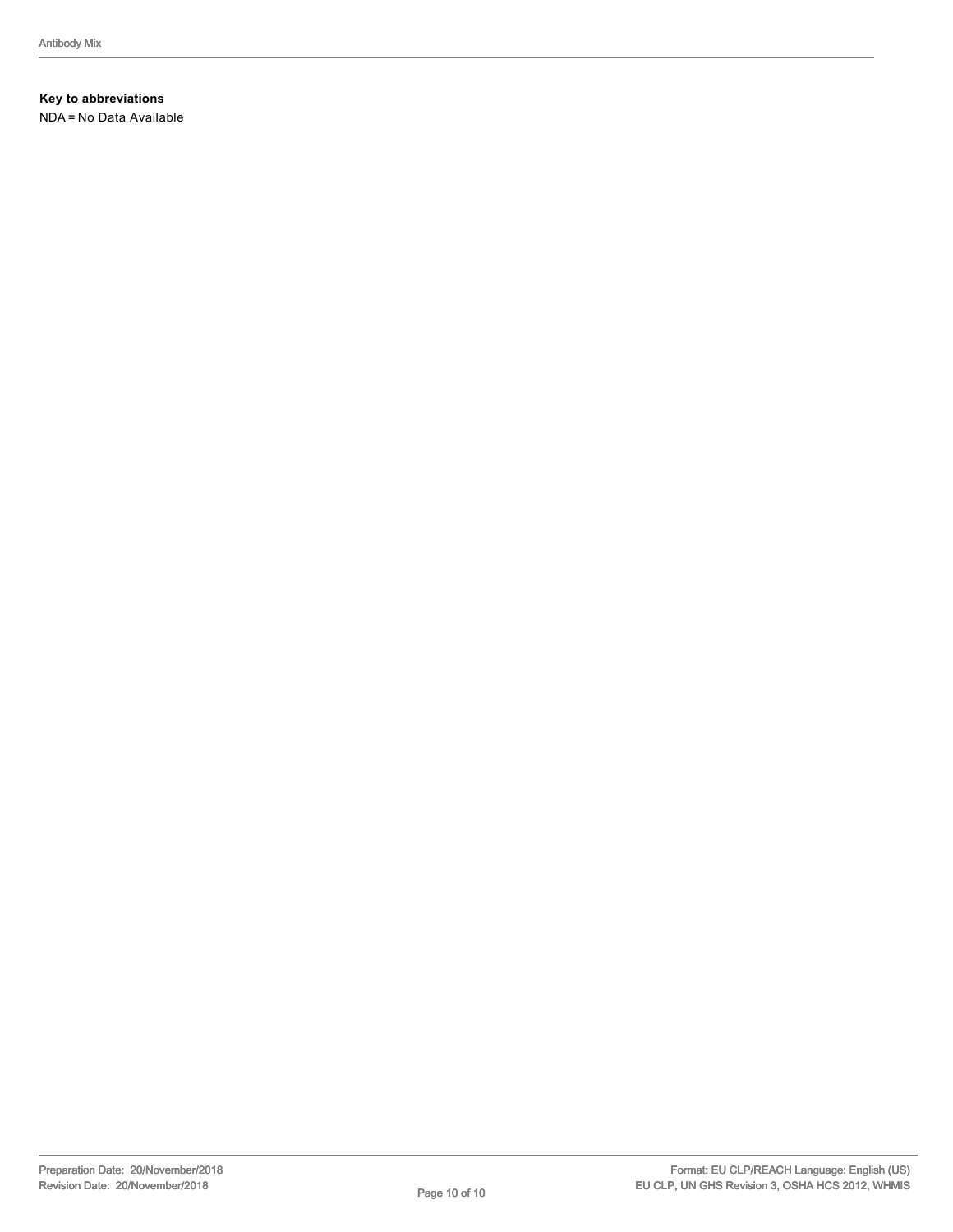**Key to abbreviations**

NDA = No Data Available